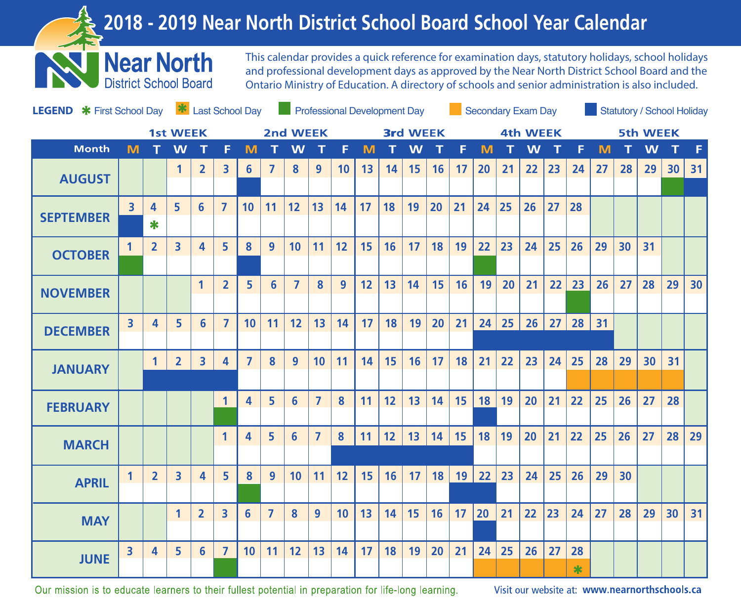# 2018 - 2019 Near North District School Board School Year Calendar

**Near North** District School Board

This calendar provides a quick reference for examination days, statutory holidays, school holidays and professional development days as approved by the Near North District School Board and the Ontario Ministry of Education. A directory of schools and senior administration is also included.

**LEGEND** ✱ First School Day ✱ Last School Day ■ Professional Development Day ■ Secondary Exam Day ■ Statutory / School Holiday

| | 1st WEEK | | | | | 2nd WEEK | | | | | 3rd WEEK | | | | | 4th WEEK | | | | | 5th WEEK | | | | |
|---|---|---|---|---|---|---|---|---|---|---|---|---|---|---|---|---|---|---|---|---|---|---|---|---|---|
| **Month** | M | T | W | T | F | M | T | W | T | F | M | T | W | T | F | M | T | W | T | F | M | T | W | T | F |
| **AUGUST** | | | 1 | 2 | 3 | 6 | 7 | 8 | 9 | 10 | 13 | 14 | 15 | 16 | 17 | 20 | 21 | 22 | 23 | 24 | 27 | 28 | 29 | 30 | 31 |
| **SEPTEMBER** | 3 | 4 ✱ | 5 | 6 | 7 | 10 | 11 | 12 | 13 | 14 | 17 | 18 | 19 | 20 | 21 | 24 | 25 | 26 | 27 | 28 | | | | | |
| **OCTOBER** | 1 | 2 | 3 | 4 | 5 | 8 | 9 | 10 | 11 | 12 | 15 | 16 | 17 | 18 | 19 | 22 | 23 | 24 | 25 | 26 | 29 | 30 | 31 | | |
| **NOVEMBER** | | | | 1 | 2 | 5 | 6 | 7 | 8 | 9 | 12 | 13 | 14 | 15 | 16 | 19 | 20 | 21 | 22 | 23 | 26 | 27 | 28 | 29 | 30 |
| **DECEMBER** | 3 | 4 | 5 | 6 | 7 | 10 | 11 | 12 | 13 | 14 | 17 | 18 | 19 | 20 | 21 | 24 | 25 | 26 | 27 | 28 | 31 | | | | |
| **JANUARY** | | 1 | 2 | 3 | 4 | 7 | 8 | 9 | 10 | 11 | 14 | 15 | 16 | 17 | 18 | 21 | 22 | 23 | 24 | 25 | 28 | 29 | 30 | 31 | |
| **FEBRUARY** | | | | | 1 | 4 | 5 | 6 | 7 | 8 | 11 | 12 | 13 | 14 | 15 | 18 | 19 | 20 | 21 | 22 | 25 | 26 | 27 | 28 | |
| **MARCH** | | | | | 1 | 4 | 5 | 6 | 7 | 8 | 11 | 12 | 13 | 14 | 15 | 18 | 19 | 20 | 21 | 22 | 25 | 26 | 27 | 28 | 29 |
| **APRIL** | 1 | 2 | 3 | 4 | 5 | 8 | 9 | 10 | 11 | 12 | 15 | 16 | 17 | 18 | 19 | 22 | 23 | 24 | 25 | 26 | 29 | 30 | | | |
| **MAY** | | | 1 | 2 | 3 | 6 | 7 | 8 | 9 | 10 | 13 | 14 | 15 | 16 | 17 | 20 | 21 | 22 | 23 | 24 | 27 | 28 | 29 | 30 | 31 |
| **JUNE** | 3 | 4 | 5 | 6 | 7 | 10 | 11 | 12 | 13 | 14 | 17 | 18 | 19 | 20 | 21 | 24 | 25 | 26 | 27 | 28 ✱ | | | | | |

Our mission is to educate learners to their fullest potential in preparation for life-long learning.

Visit our website at: **www.nearnorthschools.ca**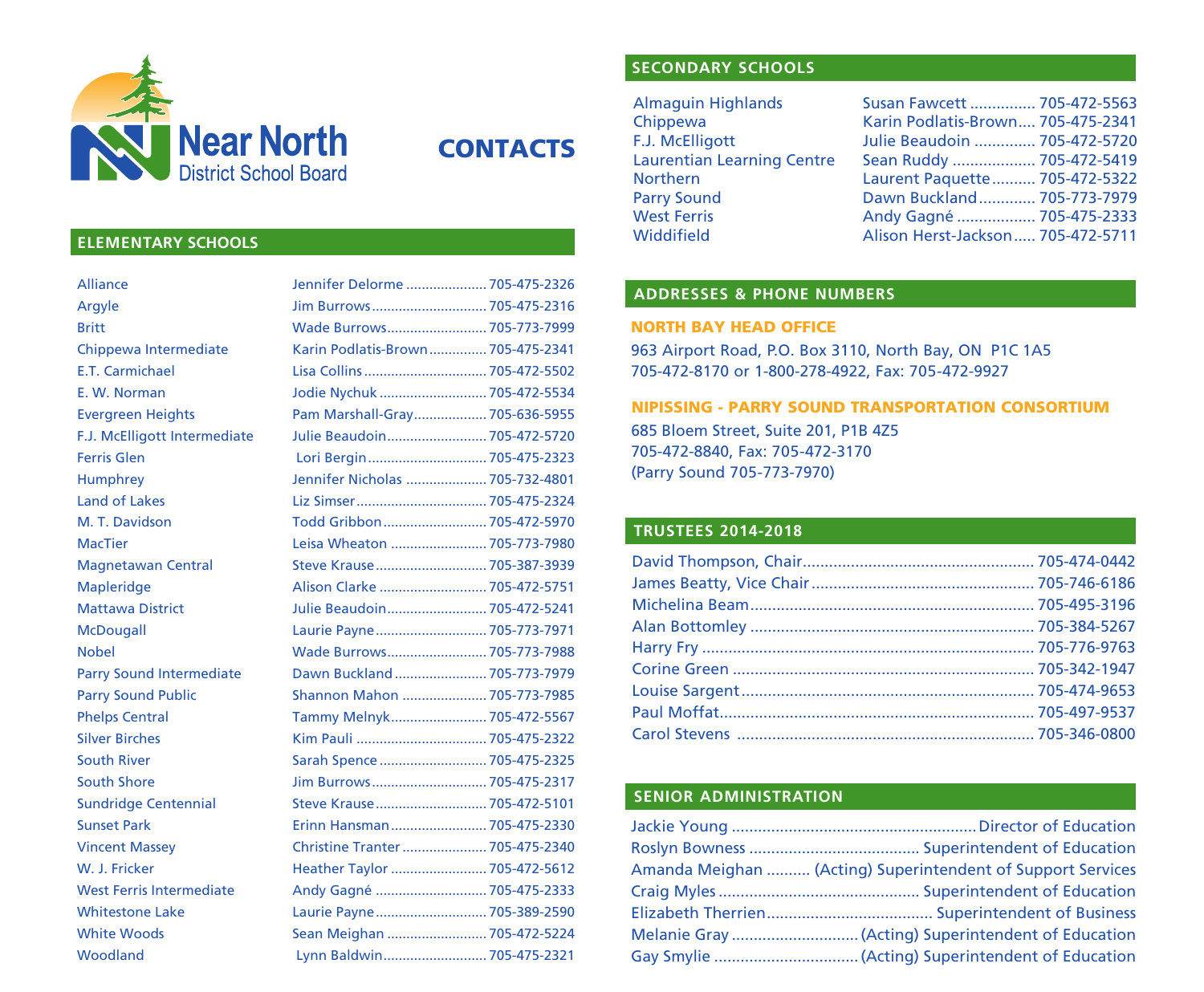Near North District School Board

# CONTACTS

## ELEMENTARY SCHOOLS

| | | |
|---|---|---|
| Alliance | Jennifer Delorme | 705-475-2326 |
| Argyle | Jim Burrows | 705-475-2316 |
| Britt | Wade Burrows | 705-773-7999 |
| Chippewa Intermediate | Karin Podlatis-Brown | 705-475-2341 |
| E.T. Carmichael | Lisa Collins | 705-472-5502 |
| E. W. Norman | Jodie Nychuk | 705-472-5534 |
| Evergreen Heights | Pam Marshall-Gray | 705-636-5955 |
| F.J. McElligott Intermediate | Julie Beaudoin | 705-472-5720 |
| Ferris Glen | Lori Bergin | 705-475-2323 |
| Humphrey | Jennifer Nicholas | 705-732-4801 |
| Land of Lakes | Liz Simser | 705-475-2324 |
| M. T. Davidson | Todd Gribbon | 705-472-5970 |
| MacTier | Leisa Wheaton | 705-773-7980 |
| Magnetawan Central | Steve Krause | 705-387-3939 |
| Mapleridge | Alison Clarke | 705-472-5751 |
| Mattawa District | Julie Beaudoin | 705-472-5241 |
| McDougall | Laurie Payne | 705-773-7971 |
| Nobel | Wade Burrows | 705-773-7988 |
| Parry Sound Intermediate | Dawn Buckland | 705-773-7979 |
| Parry Sound Public | Shannon Mahon | 705-773-7985 |
| Phelps Central | Tammy Melnyk | 705-472-5567 |
| Silver Birches | Kim Pauli | 705-475-2322 |
| South River | Sarah Spence | 705-475-2325 |
| South Shore | Jim Burrows | 705-475-2317 |
| Sundridge Centennial | Steve Krause | 705-472-5101 |
| Sunset Park | Erinn Hansman | 705-475-2330 |
| Vincent Massey | Christine Tranter | 705-475-2340 |
| W. J. Fricker | Heather Taylor | 705-472-5612 |
| West Ferris Intermediate | Andy Gagné | 705-475-2333 |
| Whitestone Lake | Laurie Payne | 705-389-2590 |
| White Woods | Sean Meighan | 705-472-5224 |
| Woodland | Lynn Baldwin | 705-475-2321 |

## SECONDARY SCHOOLS

| | | |
|---|---|---|
| Almaguin Highlands | Susan Fawcett | 705-472-5563 |
| Chippewa | Karin Podlatis-Brown | 705-475-2341 |
| F.J. McElligott | Julie Beaudoin | 705-472-5720 |
| Laurentian Learning Centre | Sean Ruddy | 705-472-5419 |
| Northern | Laurent Paquette | 705-472-5322 |
| Parry Sound | Dawn Buckland | 705-773-7979 |
| West Ferris | Andy Gagné | 705-475-2333 |
| Widdifield | Alison Herst-Jackson | 705-472-5711 |

## ADDRESSES & PHONE NUMBERS

### NORTH BAY HEAD OFFICE

963 Airport Road, P.O. Box 3110, North Bay, ON P1C 1A5
705-472-8170 or 1-800-278-4922, Fax: 705-472-9927

### NIPISSING - PARRY SOUND TRANSPORTATION CONSORTIUM

685 Bloem Street, Suite 201, P1B 4Z5
705-472-8840, Fax: 705-472-3170
(Parry Sound 705-773-7970)

## TRUSTEES 2014-2018

| | |
|---|---|
| David Thompson, Chair | 705-474-0442 |
| James Beatty, Vice Chair | 705-746-6186 |
| Michelina Beam | 705-495-3196 |
| Alan Bottomley | 705-384-5267 |
| Harry Fry | 705-776-9763 |
| Corine Green | 705-342-1947 |
| Louise Sargent | 705-474-9653 |
| Paul Moffat | 705-497-9537 |
| Carol Stevens | 705-346-0800 |

## SENIOR ADMINISTRATION

| | |
|---|---|
| Jackie Young | Director of Education |
| Roslyn Bowness | Superintendent of Education |
| Amanda Meighan | (Acting) Superintendent of Support Services |
| Craig Myles | Superintendent of Education |
| Elizabeth Therrien | Superintendent of Business |
| Melanie Gray | (Acting) Superintendent of Education |
| Gay Smylie | (Acting) Superintendent of Education |